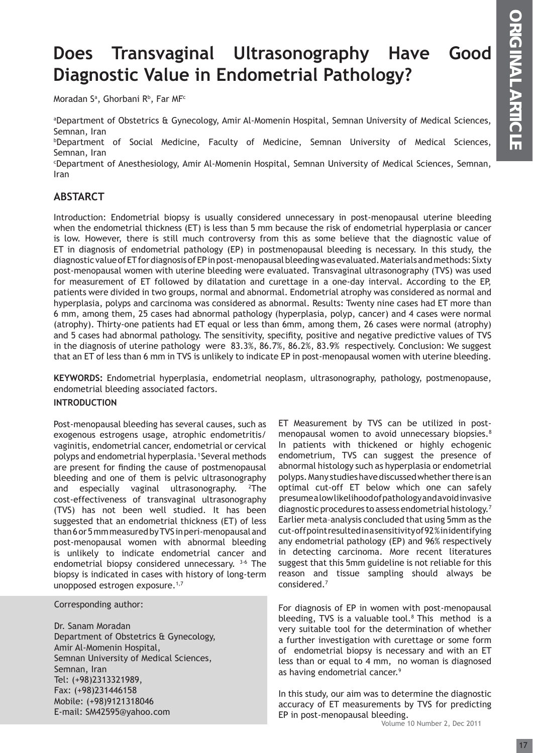# Does Transvaginal Ultrasonography Have Good Diagnostic Value in Endometrial Pathology?

Moradan S[a], Ghorbani R[b], Far MF[c]

[a]Department of Obstetrics & Gynecology, Amir Al-Momenin Hospital, Semnan University of Medical Sciences, Semnan, Iran

[b]Department of Social Medicine, Faculty of Medicine, Semnan University of Medical Sciences, Semnan, Iran

[c]Department of Anesthesiology, Amir Al-Momenin Hospital, Semnan University of Medical Sciences, Semnan, Iran

## ABSTARCT

Introduction: Endometrial biopsy is usually considered unnecessary in post-menopausal uterine bleeding when the endometrial thickness (ET) is less than 5 mm because the risk of endometrial hyperplasia or cancer is low. However, there is still much controversy from this as some believe that the diagnostic value of ET in diagnosis of endometrial pathology (EP) in postmenopausal bleeding is necessary. In this study, the diagnostic value of ET for diagnosis of EP in post-menopausal bleeding was evaluated. Materials and methods: Sixty post-menopausal women with uterine bleeding were evaluated. Transvaginal ultrasonography (TVS) was used for measurement of ET followed by dilatation and curettage in a one-day interval. According to the EP, patients were divided in two groups, normal and abnormal. Endometrial atrophy was considered as normal and hyperplasia, polyps and carcinoma was considered as abnormal. Results: Twenty nine cases had ET more than 6 mm, among them, 25 cases had abnormal pathology (hyperplasia, polyp, cancer) and 4 cases were normal (atrophy). Thirty-one patients had ET equal or less than 6mm, among them, 26 cases were normal (atrophy) and 5 cases had abnormal pathology. The sensitivity, specifity, positive and negative predictive values of TVS in the diagnosis of uterine pathology were 83.3%, 86.7%, 86.2%, 83.9% respectively. Conclusion: We suggest that an ET of less than 6 mm in TVS is unlikely to indicate EP in post-menopausal women with uterine bleeding.

**KEYWORDS:** Endometrial hyperplasia, endometrial neoplasm, ultrasonography, pathology, postmenopause, endometrial bleeding associated factors.

## INTRODUCTION

Post-menopausal bleeding has several causes, such as exogenous estrogens usage, atrophic endometritis/vaginitis, endometrial cancer, endometrial or cervical polyps and endometrial hyperplasia.[1] Several methods are present for finding the cause of postmenopausal bleeding and one of them is pelvic ultrasonography and especially vaginal ultrasonography. [2]The cost-effectiveness of transvaginal ultrasonography (TVS) has not been well studied. It has been suggested that an endometrial thickness (ET) of less than 6 or 5 mm measured by TVS in peri-menopausal and post-menopausal women with abnormal bleeding is unlikely to indicate endometrial cancer and endometrial biopsy considered unnecessary. [3-6] The biopsy is indicated in cases with history of long-term unopposed estrogen exposure.[1,7]

Corresponding author:

Dr. Sanam Moradan
Department of Obstetrics & Gynecology,
Amir Al-Momenin Hospital,
Semnan University of Medical Sciences,
Semnan, Iran
Tel: (+98)2313321989,
Fax: (+98)231446158
Mobile: (+98)9121318046
E-mail: SM42595@yahoo.com

ET Measurement by TVS can be utilized in post-menopausal women to avoid unnecessary biopsies.[8] In patients with thickened or highly echogenic endometrium, TVS can suggest the presence of abnormal histology such as hyperplasia or endometrial polyps. Many studies have discussed whether there is an optimal cut-off ET below which one can safely presume a low likelihood of pathology and avoid invasive diagnostic procedures to assess endometrial histology.[7] Earlier meta-analysis concluded that using 5mm as the cut-off point resulted in a sensitivity of 92% in identifying any endometrial pathology (EP) and 96% respectively in detecting carcinoma. More recent literatures suggest that this 5mm guideline is not reliable for this reason and tissue sampling should always be considered.[7]

For diagnosis of EP in women with post-menopausal bleeding, TVS is a valuable tool.[8] This method is a very suitable tool for the determination of whether a further investigation with curettage or some form of endometrial biopsy is necessary and with an ET less than or equal to 4 mm, no woman is diagnosed as having endometrial cancer.[9]

In this study, our aim was to determine the diagnostic accuracy of ET measurements by TVS for predicting EP in post-menopausal bleeding.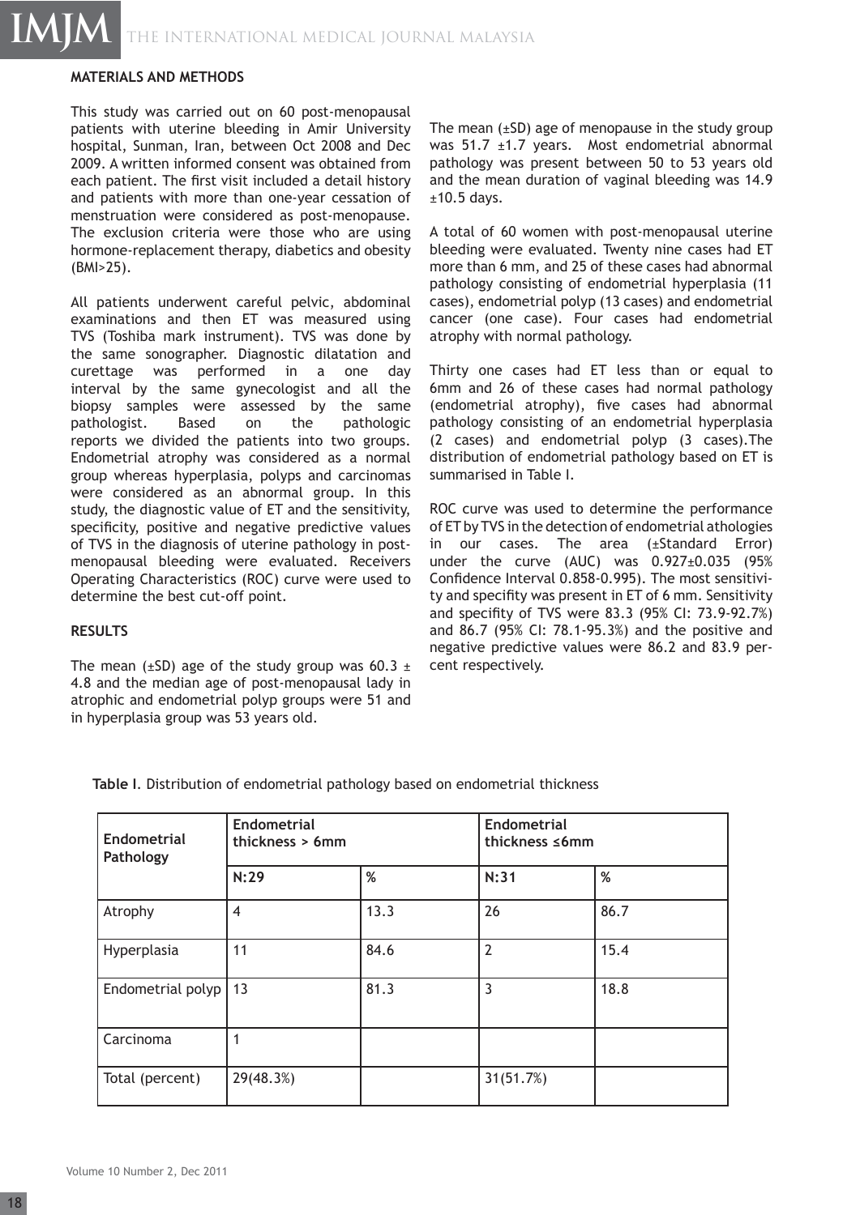## MATERIALS AND METHODS

This study was carried out on 60 post-menopausal patients with uterine bleeding in Amir University hospital, Sunman, Iran, between Oct 2008 and Dec 2009. A written informed consent was obtained from each patient. The first visit included a detail history and patients with more than one-year cessation of menstruation were considered as post-menopause. The exclusion criteria were those who are using hormone-replacement therapy, diabetics and obesity (BMI>25).

All patients underwent careful pelvic, abdominal examinations and then ET was measured using TVS (Toshiba mark instrument). TVS was done by the same sonographer. Diagnostic dilatation and curettage was performed in a one day interval by the same gynecologist and all the biopsy samples were assessed by the same pathologist. Based on the pathologic reports we divided the patients into two groups. Endometrial atrophy was considered as a normal group whereas hyperplasia, polyps and carcinomas were considered as an abnormal group. In this study, the diagnostic value of ET and the sensitivity, specificity, positive and negative predictive values of TVS in the diagnosis of uterine pathology in post-menopausal bleeding were evaluated. Receivers Operating Characteristics (ROC) curve were used to determine the best cut-off point.

## RESULTS

The mean (±SD) age of the study group was 60.3 ± 4.8 and the median age of post-menopausal lady in atrophic and endometrial polyp groups were 51 and in hyperplasia group was 53 years old.

The mean (±SD) age of menopause in the study group was 51.7 ±1.7 years. Most endometrial abnormal pathology was present between 50 to 53 years old and the mean duration of vaginal bleeding was 14.9 ±10.5 days.

A total of 60 women with post-menopausal uterine bleeding were evaluated. Twenty nine cases had ET more than 6 mm, and 25 of these cases had abnormal pathology consisting of endometrial hyperplasia (11 cases), endometrial polyp (13 cases) and endometrial cancer (one case). Four cases had endometrial atrophy with normal pathology.

Thirty one cases had ET less than or equal to 6mm and 26 of these cases had normal pathology (endometrial atrophy), five cases had abnormal pathology consisting of an endometrial hyperplasia (2 cases) and endometrial polyp (3 cases).The distribution of endometrial pathology based on ET is summarised in Table I.

ROC curve was used to determine the performance of ET by TVS in the detection of endometrial athologies in our cases. The area (±Standard Error) under the curve (AUC) was 0.927±0.035 (95% Confidence Interval 0.858-0.995). The most sensitivity and specifity was present in ET of 6 mm. Sensitivity and specifity of TVS were 83.3 (95% CI: 73.9-92.7%) and 86.7 (95% CI: 78.1-95.3%) and the positive and negative predictive values were 86.2 and 83.9 percent respectively.

**Table I**. Distribution of endometrial pathology based on endometrial thickness

| Endometrial Pathology | Endometrial thickness > 6mm | | Endometrial thickness ≤6mm | |
|---|---|---|---|---|
| | N:29 | % | N:31 | % |
| Atrophy | 4 | 13.3 | 26 | 86.7 |
| Hyperplasia | 11 | 84.6 | 2 | 15.4 |
| Endometrial polyp | 13 | 81.3 | 3 | 18.8 |
| Carcinoma | 1 | | | |
| Total (percent) | 29(48.3%) | | 31(51.7%) | |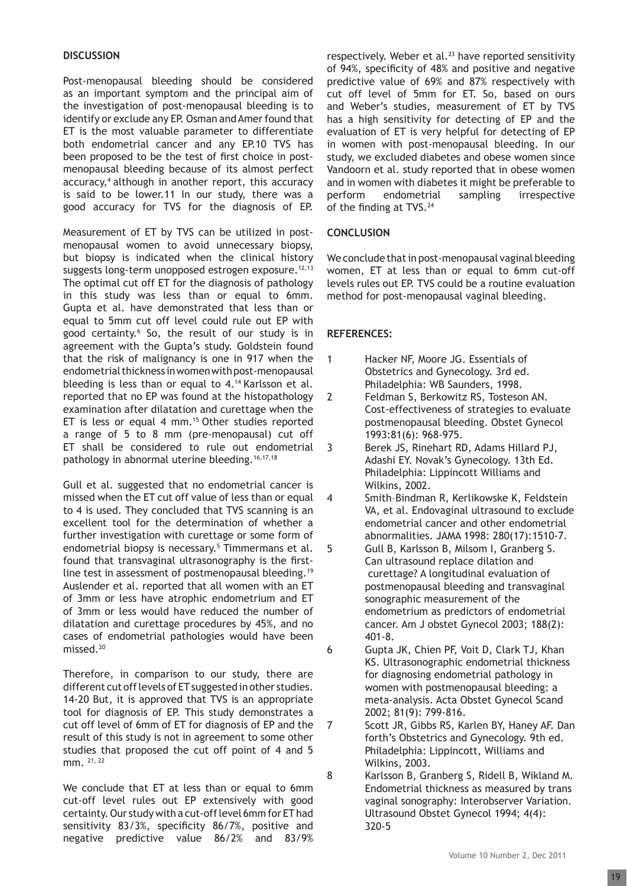## DISCUSSION

Post-menopausal bleeding should be considered as an important symptom and the principal aim of the investigation of post-menopausal bleeding is to identify or exclude any EP. Osman and Amer found that ET is the most valuable parameter to differentiate both endometrial cancer and any EP.10 TVS has been proposed to be the test of first choice in post-menopausal bleeding because of its almost perfect accuracy,[4] although in another report, this accuracy is said to be lower.11 In our study, there was a good accuracy for TVS for the diagnosis of EP.

Measurement of ET by TVS can be utilized in post-menopausal women to avoid unnecessary biopsy, but biopsy is indicated when the clinical history suggests long-term unopposed estrogen exposure.[12,13] The optimal cut off ET for the diagnosis of pathology in this study was less than or equal to 6mm. Gupta et al. have demonstrated that less than or equal to 5mm cut off level could rule out EP with good certainty.[6] So, the result of our study is in agreement with the Gupta's study. Goldstein found that the risk of malignancy is one in 917 when the endometrial thickness in women with post-menopausal bleeding is less than or equal to 4.[14] Karlsson et al. reported that no EP was found at the histopathology examination after dilatation and curettage when the ET is less or equal 4 mm.[15] Other studies reported a range of 5 to 8 mm (pre-menopausal) cut off ET shall be considered to rule out endometrial pathology in abnormal uterine bleeding.[16,17,18]

Gull et al. suggested that no endometrial cancer is missed when the ET cut off value of less than or equal to 4 is used. They concluded that TVS scanning is an excellent tool for the determination of whether a further investigation with curettage or some form of endometrial biopsy is necessary.[5] Timmermans et al. found that transvaginal ultrasonography is the first-line test in assessment of postmenopausal bleeding.[19] Auslender et al. reported that all women with an ET of 3mm or less have atrophic endometrium and ET of 3mm or less would have reduced the number of dilatation and curettage procedures by 45%, and no cases of endometrial pathologies would have been missed.[20]

Therefore, in comparison to our study, there are different cut off levels of ET suggested in other studies. 14-20 But, it is approved that TVS is an appropriate tool for diagnosis of EP. This study demonstrates a cut off level of 6mm of ET for diagnosis of EP and the result of this study is not in agreement to some other studies that proposed the cut off point of 4 and 5 mm. [21, 22]

We conclude that ET at less than or equal to 6mm cut-off level rules out EP extensively with good certainty. Our study with a cut-off level 6mm for ET had sensitivity 83/3%, specificity 86/7%, positive and negative predictive value 86/2% and 83/9% respectively. Weber et al.[23] have reported sensitivity of 94%, specificity of 48% and positive and negative predictive value of 69% and 87% respectively with cut off level of 5mm for ET. So, based on ours and Weber's studies, measurement of ET by TVS has a high sensitivity for detecting of EP and the evaluation of ET is very helpful for detecting of EP in women with post-menopausal bleeding. In our study, we excluded diabetes and obese women since Vandoorn et al. study reported that in obese women and in women with diabetes it might be preferable to perform endometrial sampling irrespective of the finding at TVS.[24]

## CONCLUSION

We conclude that in post-menopausal vaginal bleeding women, ET at less than or equal to 6mm cut-off levels rules out EP. TVS could be a routine evaluation method for post-menopausal vaginal bleeding.

## REFERENCES:

1. Hacker NF, Moore JG. Essentials of Obstetrics and Gynecology. 3rd ed. Philadelphia: WB Saunders, 1998.
2. Feldman S, Berkowitz RS, Tosteson AN. Cost-effectiveness of strategies to evaluate postmenopausal bleeding. Obstet Gynecol 1993:81(6): 968-975.
3. Berek JS, Rinehart RD, Adams Hillard PJ, Adashi EY. Novak's Gynecology. 13th Ed. Philadelphia: Lippincott Williams and Wilkins, 2002.
4. Smith–Bindman R, Kerlikowske K, Feldstein VA, et al. Endovaginal ultrasound to exclude endometrial cancer and other endometrial abnormalities. JAMA 1998: 280(17):1510-7.
5. Gull B, Karlsson B, Milsom I, Granberg S. Can ultrasound replace dilation and curettage? A longitudinal evaluation of postmenopausal bleeding and transvaginal sonographic measurement of the endometrium as predictors of endometrial cancer. Am J obstet Gynecol 2003; 188(2): 401-8.
6. Gupta JK, Chien PF, Voit D, Clark TJ, Khan KS. Ultrasonographic endometrial thickness for diagnosing endometrial pathology in women with postmenopausal bleeding: a meta-analysis. Acta Obstet Gynecol Scand 2002; 81(9): 799-816.
7. Scott JR, Gibbs RS, Karlen BY, Haney AF. Dan forth's Obstetrics and Gynecology. 9th ed. Philadelphia: Lippincott, Williams and Wilkins, 2003.
8. Karlsson B, Granberg S, Ridell B, Wikland M. Endometrial thickness as measured by trans vaginal sonography: Interobserver Variation. Ultrasound Obstet Gynecol 1994; 4(4): 320-5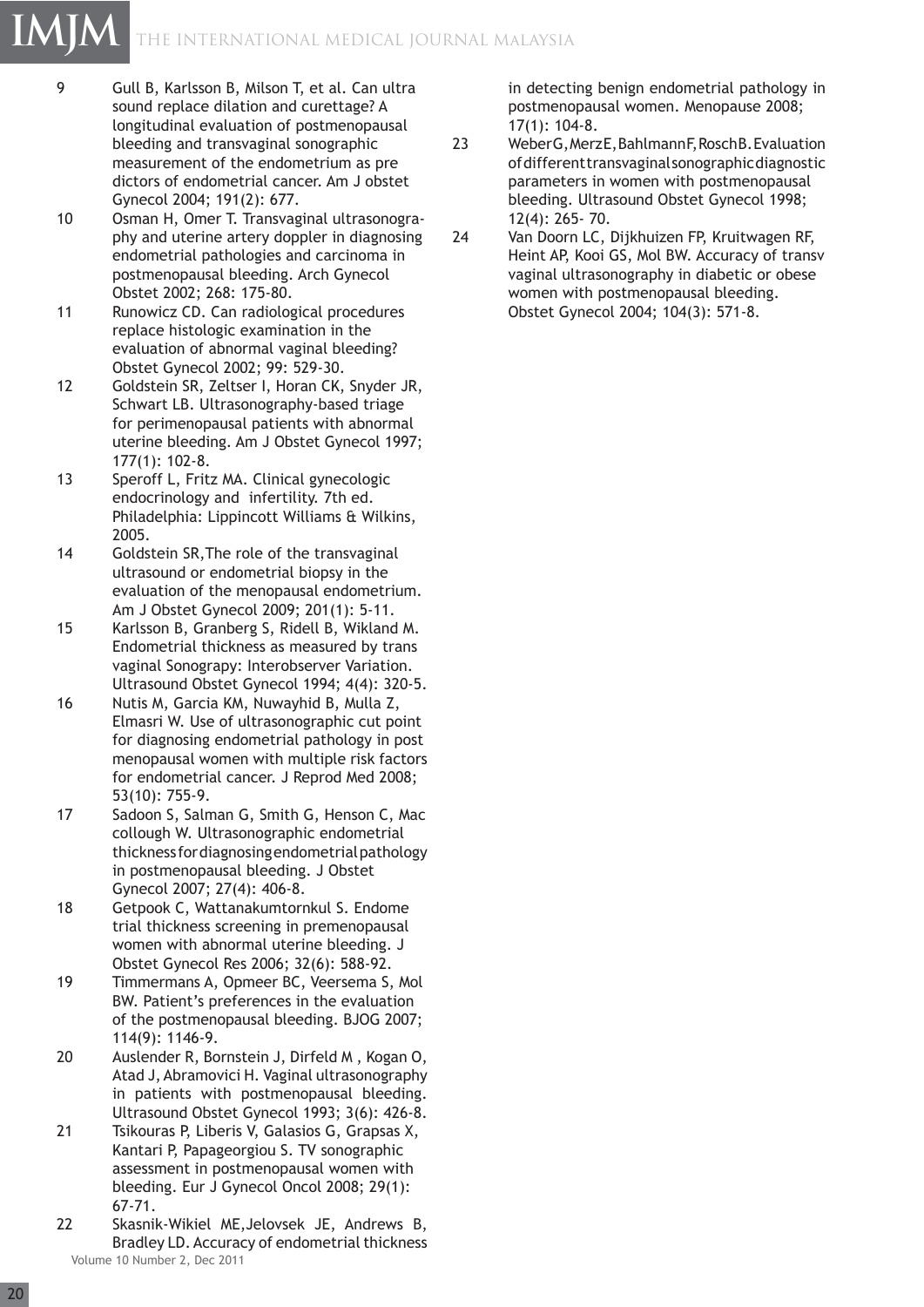9. Gull B, Karlsson B, Milson T, et al. Can ultra sound replace dilation and curettage? A longitudinal evaluation of postmenopausal bleeding and transvaginal sonographic measurement of the endometrium as pre dictors of endometrial cancer. Am J obstet Gynecol 2004; 191(2): 677.
10. Osman H, Omer T. Transvaginal ultrasonography and uterine artery doppler in diagnosing endometrial pathologies and carcinoma in postmenopausal bleeding. Arch Gynecol Obstet 2002; 268: 175-80.
11. Runowicz CD. Can radiological procedures replace histologic examination in the evaluation of abnormal vaginal bleeding? Obstet Gynecol 2002; 99: 529-30.
12. Goldstein SR, Zeltser I, Horan CK, Snyder JR, Schwart LB. Ultrasonography-based triage for perimenopausal patients with abnormal uterine bleeding. Am J Obstet Gynecol 1997; 177(1): 102-8.
13. Speroff L, Fritz MA. Clinical gynecologic endocrinology and infertility. 7th ed. Philadelphia: Lippincott Williams & Wilkins, 2005.
14. Goldstein SR,The role of the transvaginal ultrasound or endometrial biopsy in the evaluation of the menopausal endometrium. Am J Obstet Gynecol 2009; 201(1): 5-11.
15. Karlsson B, Granberg S, Ridell B, Wikland M. Endometrial thickness as measured by trans vaginal Sonograpy: Interobserver Variation. Ultrasound Obstet Gynecol 1994; 4(4): 320-5.
16. Nutis M, Garcia KM, Nuwayhid B, Mulla Z, Elmasri W. Use of ultrasonographic cut point for diagnosing endometrial pathology in post menopausal women with multiple risk factors for endometrial cancer. J Reprod Med 2008; 53(10): 755-9.
17. Sadoon S, Salman G, Smith G, Henson C, Mac collough W. Ultrasonographic endometrial thickness for diagnosing endometrial pathology in postmenopausal bleeding. J Obstet Gynecol 2007; 27(4): 406-8.
18. Getpook C, Wattanakumtornkul S. Endome trial thickness screening in premenopausal women with abnormal uterine bleeding. J Obstet Gynecol Res 2006; 32(6): 588-92.
19. Timmermans A, Opmeer BC, Veersema S, Mol BW. Patient's preferences in the evaluation of the postmenopausal bleeding. BJOG 2007; 114(9): 1146-9.
20. Auslender R, Bornstein J, Dirfeld M , Kogan O, Atad J, Abramovici H. Vaginal ultrasonography in patients with postmenopausal bleeding. Ultrasound Obstet Gynecol 1993; 3(6): 426-8.
21. Tsikouras P, Liberis V, Galasios G, Grapsas X, Kantari P, Papageorgiou S. TV sonographic assessment in postmenopausal women with bleeding. Eur J Gynecol Oncol 2008; 29(1): 67-71.
22. Skasnik-Wikiel ME,Jelovsek JE, Andrews B, Bradley LD. Accuracy of endometrial thickness in detecting benign endometrial pathology in postmenopausal women. Menopause 2008; 17(1): 104-8.
23. WeberG,MerzE,BahlmannF,RoschB.Evaluation ofdifferenttransvaginalsonographicdiagnostic parameters in women with postmenopausal bleeding. Ultrasound Obstet Gynecol 1998; 12(4): 265- 70.
24. Van Doorn LC, Dijkhuizen FP, Kruitwagen RF, Heint AP, Kooi GS, Mol BW. Accuracy of transv vaginal ultrasonography in diabetic or obese women with postmenopausal bleeding. Obstet Gynecol 2004; 104(3): 571-8.